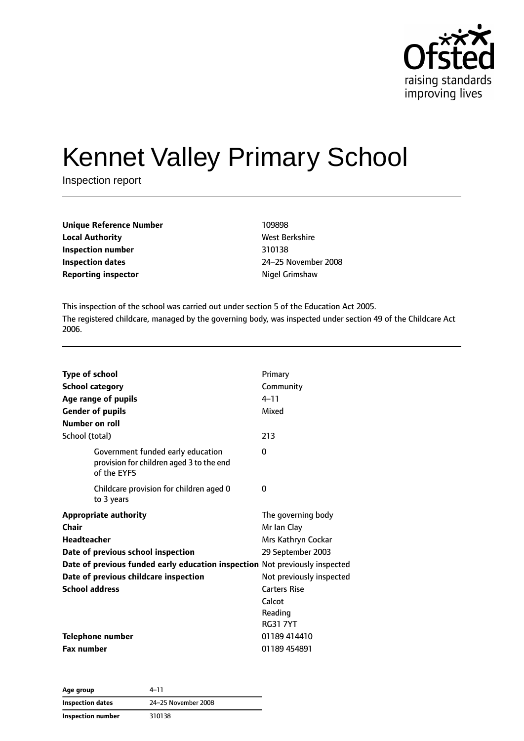# Kennet Valley Primary School

Inspection report

| | |
|---|---|
| **Unique Reference Number** | 109898 |
| **Local Authority** | West Berkshire |
| **Inspection number** | 310138 |
| **Inspection dates** | 24–25 November 2008 |
| **Reporting inspector** | Nigel Grimshaw |

This inspection of the school was carried out under section 5 of the Education Act 2005.

The registered childcare, managed by the governing body, was inspected under section 49 of the Childcare Act 2006.

| | |
|---|---|
| **Type of school** | Primary |
| **School category** | Community |
| **Age range of pupils** | 4–11 |
| **Gender of pupils** | Mixed |
| **Number on roll** | |
| School (total) | 213 |
| Government funded early education provision for children aged 3 to the end of the EYFS | 0 |
| Childcare provision for children aged 0 to 3 years | 0 |
| **Appropriate authority** | The governing body |
| **Chair** | Mr Ian Clay |
| **Headteacher** | Mrs Kathryn Cockar |
| **Date of previous school inspection** | 29 September 2003 |
| **Date of previous funded early education inspection** | Not previously inspected |
| **Date of previous childcare inspection** | Not previously inspected |
| **School address** | Carters Rise<br>Calcot<br>Reading<br>RG31 7YT |
| **Telephone number** | 01189 414410 |
| **Fax number** | 01189 454891 |

| | |
|---|---|
| **Age group** | 4–11 |
| **Inspection dates** | 24–25 November 2008 |
| **Inspection number** | 310138 |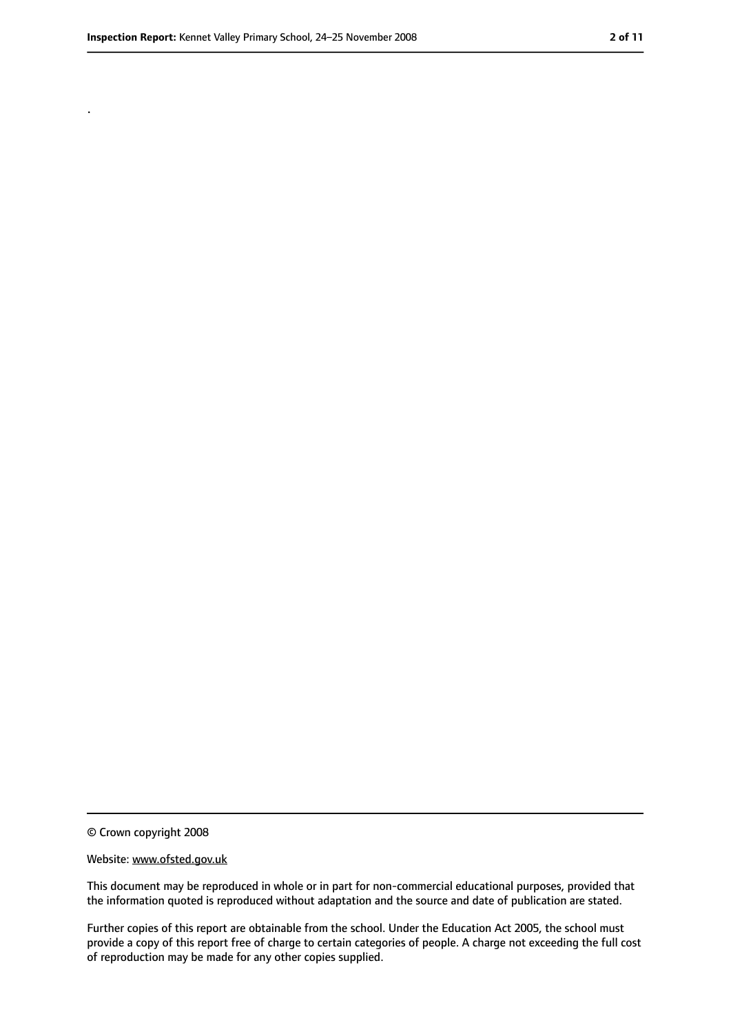.

© Crown copyright 2008

Website: www.ofsted.gov.uk

This document may be reproduced in whole or in part for non-commercial educational purposes, provided that the information quoted is reproduced without adaptation and the source and date of publication are stated.

Further copies of this report are obtainable from the school. Under the Education Act 2005, the school must provide a copy of this report free of charge to certain categories of people. A charge not exceeding the full cost of reproduction may be made for any other copies supplied.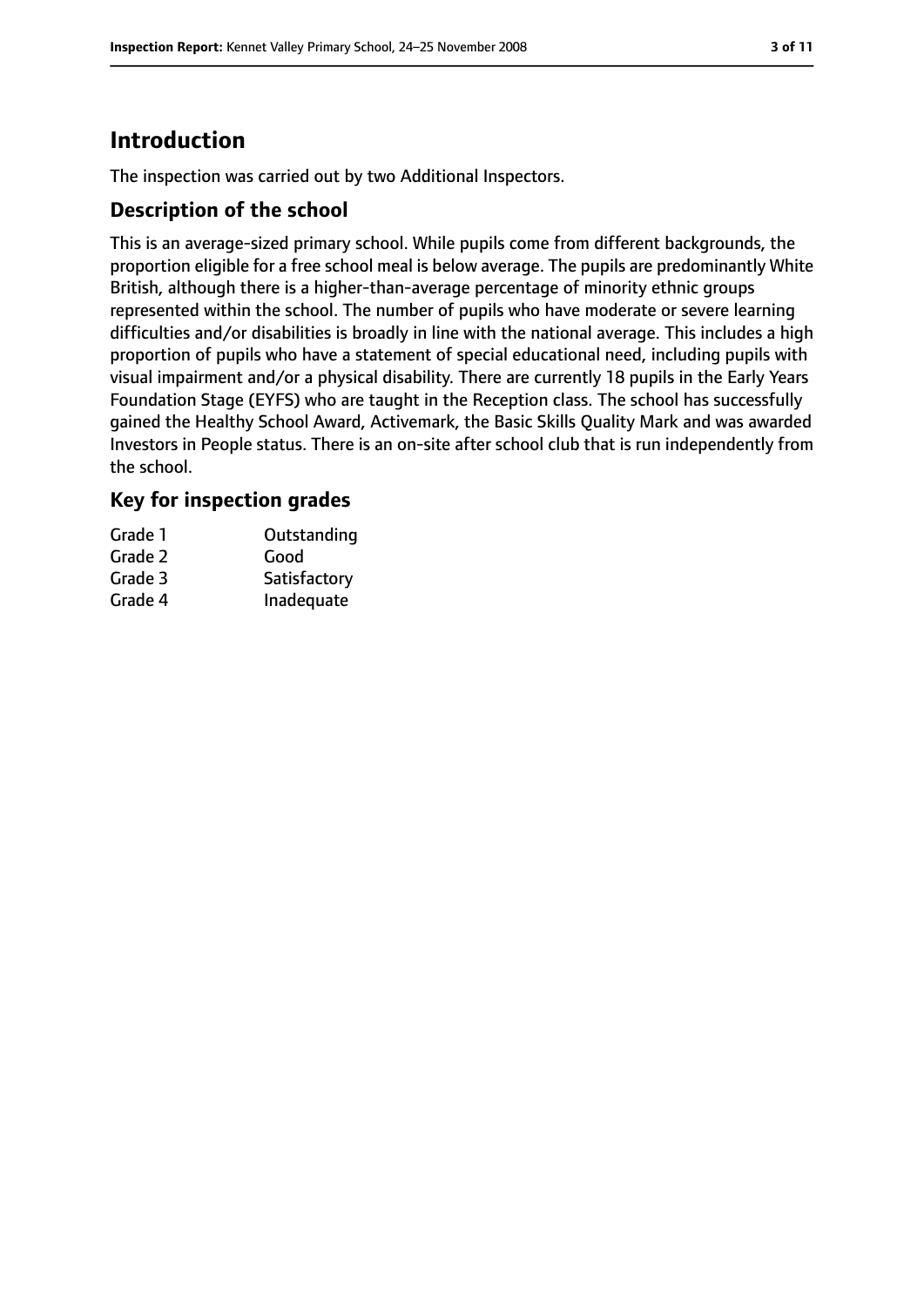# Introduction

The inspection was carried out by two Additional Inspectors.

## Description of the school

This is an average-sized primary school. While pupils come from different backgrounds, the proportion eligible for a free school meal is below average. The pupils are predominantly White British, although there is a higher-than-average percentage of minority ethnic groups represented within the school. The number of pupils who have moderate or severe learning difficulties and/or disabilities is broadly in line with the national average. This includes a high proportion of pupils who have a statement of special educational need, including pupils with visual impairment and/or a physical disability. There are currently 18 pupils in the Early Years Foundation Stage (EYFS) who are taught in the Reception class. The school has successfully gained the Healthy School Award, Activemark, the Basic Skills Quality Mark and was awarded Investors in People status. There is an on-site after school club that is run independently from the school.

## Key for inspection grades

| | |
|---|---|
| Grade 1 | Outstanding |
| Grade 2 | Good |
| Grade 3 | Satisfactory |
| Grade 4 | Inadequate |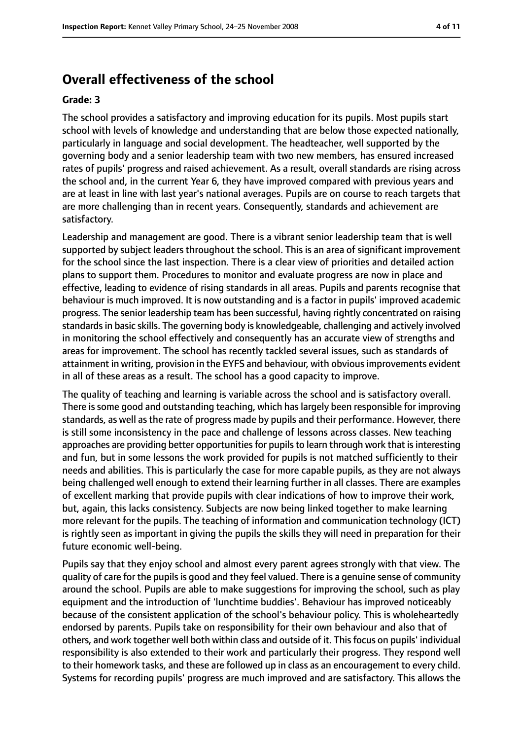# Overall effectiveness of the school

**Grade: 3**

The school provides a satisfactory and improving education for its pupils. Most pupils start school with levels of knowledge and understanding that are below those expected nationally, particularly in language and social development. The headteacher, well supported by the governing body and a senior leadership team with two new members, has ensured increased rates of pupils' progress and raised achievement. As a result, overall standards are rising across the school and, in the current Year 6, they have improved compared with previous years and are at least in line with last year's national averages. Pupils are on course to reach targets that are more challenging than in recent years. Consequently, standards and achievement are satisfactory.

Leadership and management are good. There is a vibrant senior leadership team that is well supported by subject leaders throughout the school. This is an area of significant improvement for the school since the last inspection. There is a clear view of priorities and detailed action plans to support them. Procedures to monitor and evaluate progress are now in place and effective, leading to evidence of rising standards in all areas. Pupils and parents recognise that behaviour is much improved. It is now outstanding and is a factor in pupils' improved academic progress. The senior leadership team has been successful, having rightly concentrated on raising standards in basic skills. The governing body is knowledgeable, challenging and actively involved in monitoring the school effectively and consequently has an accurate view of strengths and areas for improvement. The school has recently tackled several issues, such as standards of attainment in writing, provision in the EYFS and behaviour, with obvious improvements evident in all of these areas as a result. The school has a good capacity to improve.

The quality of teaching and learning is variable across the school and is satisfactory overall. There is some good and outstanding teaching, which has largely been responsible for improving standards, as well as the rate of progress made by pupils and their performance. However, there is still some inconsistency in the pace and challenge of lessons across classes. New teaching approaches are providing better opportunities for pupils to learn through work that is interesting and fun, but in some lessons the work provided for pupils is not matched sufficiently to their needs and abilities. This is particularly the case for more capable pupils, as they are not always being challenged well enough to extend their learning further in all classes. There are examples of excellent marking that provide pupils with clear indications of how to improve their work, but, again, this lacks consistency. Subjects are now being linked together to make learning more relevant for the pupils. The teaching of information and communication technology (ICT) is rightly seen as important in giving the pupils the skills they will need in preparation for their future economic well-being.

Pupils say that they enjoy school and almost every parent agrees strongly with that view. The quality of care for the pupils is good and they feel valued. There is a genuine sense of community around the school. Pupils are able to make suggestions for improving the school, such as play equipment and the introduction of 'lunchtime buddies'. Behaviour has improved noticeably because of the consistent application of the school's behaviour policy. This is wholeheartedly endorsed by parents. Pupils take on responsibility for their own behaviour and also that of others, and work together well both within class and outside of it. This focus on pupils' individual responsibility is also extended to their work and particularly their progress. They respond well to their homework tasks, and these are followed up in class as an encouragement to every child. Systems for recording pupils' progress are much improved and are satisfactory. This allows the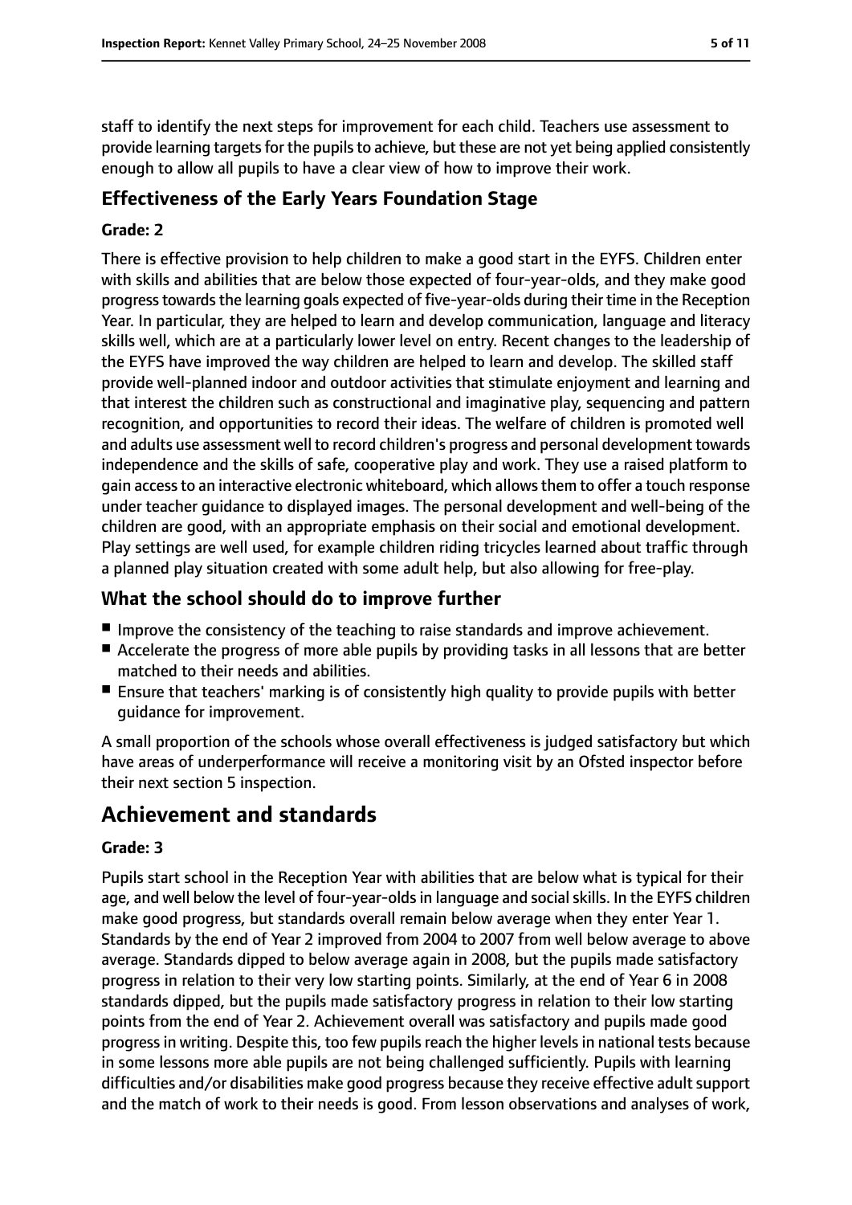staff to identify the next steps for improvement for each child. Teachers use assessment to provide learning targets for the pupils to achieve, but these are not yet being applied consistently enough to allow all pupils to have a clear view of how to improve their work.

### Effectiveness of the Early Years Foundation Stage

#### Grade: 2

There is effective provision to help children to make a good start in the EYFS. Children enter with skills and abilities that are below those expected of four-year-olds, and they make good progress towards the learning goals expected of five-year-olds during their time in the Reception Year. In particular, they are helped to learn and develop communication, language and literacy skills well, which are at a particularly lower level on entry. Recent changes to the leadership of the EYFS have improved the way children are helped to learn and develop. The skilled staff provide well-planned indoor and outdoor activities that stimulate enjoyment and learning and that interest the children such as constructional and imaginative play, sequencing and pattern recognition, and opportunities to record their ideas. The welfare of children is promoted well and adults use assessment well to record children's progress and personal development towards independence and the skills of safe, cooperative play and work. They use a raised platform to gain access to an interactive electronic whiteboard, which allows them to offer a touch response under teacher guidance to displayed images. The personal development and well-being of the children are good, with an appropriate emphasis on their social and emotional development. Play settings are well used, for example children riding tricycles learned about traffic through a planned play situation created with some adult help, but also allowing for free-play.

### What the school should do to improve further

- Improve the consistency of the teaching to raise standards and improve achievement.
- Accelerate the progress of more able pupils by providing tasks in all lessons that are better matched to their needs and abilities.
- Ensure that teachers' marking is of consistently high quality to provide pupils with better guidance for improvement.

A small proportion of the schools whose overall effectiveness is judged satisfactory but which have areas of underperformance will receive a monitoring visit by an Ofsted inspector before their next section 5 inspection.

## Achievement and standards

#### Grade: 3

Pupils start school in the Reception Year with abilities that are below what is typical for their age, and well below the level of four-year-olds in language and social skills. In the EYFS children make good progress, but standards overall remain below average when they enter Year 1. Standards by the end of Year 2 improved from 2004 to 2007 from well below average to above average. Standards dipped to below average again in 2008, but the pupils made satisfactory progress in relation to their very low starting points. Similarly, at the end of Year 6 in 2008 standards dipped, but the pupils made satisfactory progress in relation to their low starting points from the end of Year 2. Achievement overall was satisfactory and pupils made good progress in writing. Despite this, too few pupils reach the higher levels in national tests because in some lessons more able pupils are not being challenged sufficiently. Pupils with learning difficulties and/or disabilities make good progress because they receive effective adult support and the match of work to their needs is good. From lesson observations and analyses of work,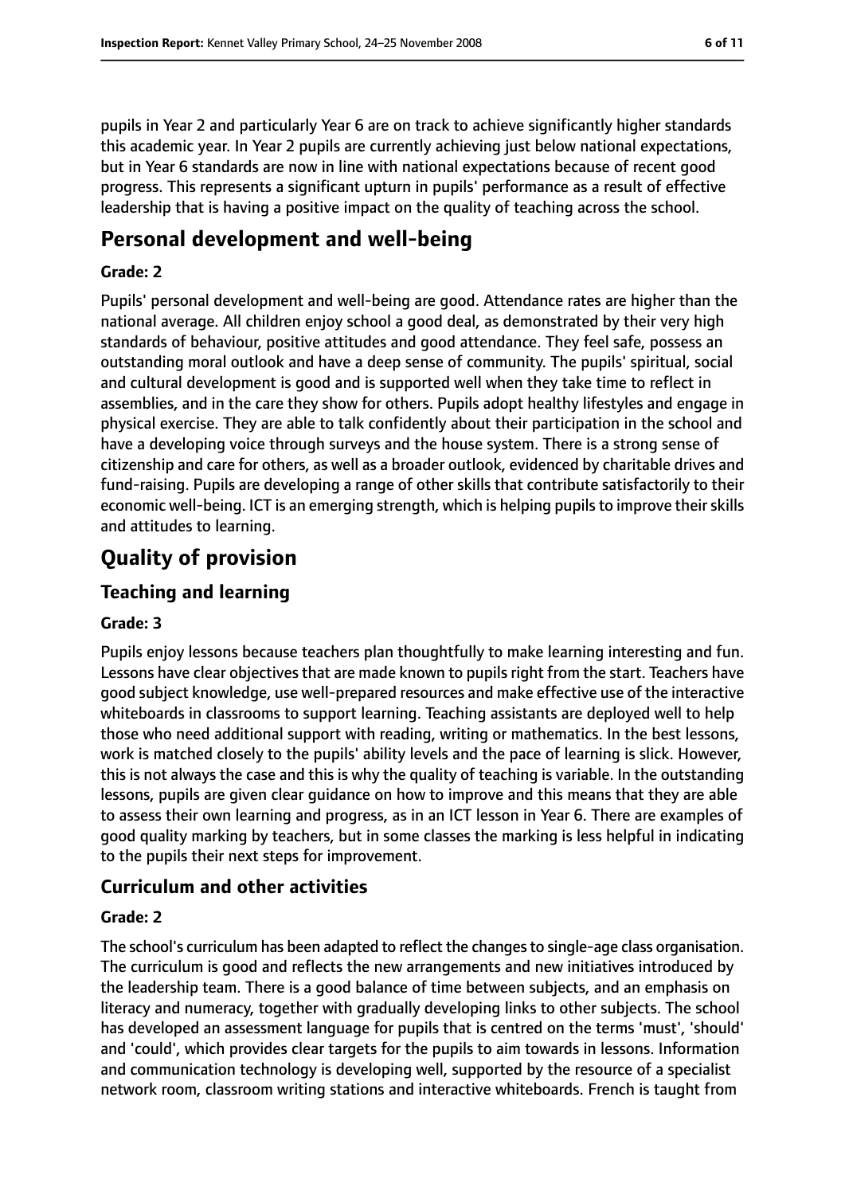pupils in Year 2 and particularly Year 6 are on track to achieve significantly higher standards this academic year. In Year 2 pupils are currently achieving just below national expectations, but in Year 6 standards are now in line with national expectations because of recent good progress. This represents a significant upturn in pupils' performance as a result of effective leadership that is having a positive impact on the quality of teaching across the school.

## Personal development and well-being

**Grade: 2**

Pupils' personal development and well-being are good. Attendance rates are higher than the national average. All children enjoy school a good deal, as demonstrated by their very high standards of behaviour, positive attitudes and good attendance. They feel safe, possess an outstanding moral outlook and have a deep sense of community. The pupils' spiritual, social and cultural development is good and is supported well when they take time to reflect in assemblies, and in the care they show for others. Pupils adopt healthy lifestyles and engage in physical exercise. They are able to talk confidently about their participation in the school and have a developing voice through surveys and the house system. There is a strong sense of citizenship and care for others, as well as a broader outlook, evidenced by charitable drives and fund-raising. Pupils are developing a range of other skills that contribute satisfactorily to their economic well-being. ICT is an emerging strength, which is helping pupils to improve their skills and attitudes to learning.

## Quality of provision

### Teaching and learning

**Grade: 3**

Pupils enjoy lessons because teachers plan thoughtfully to make learning interesting and fun. Lessons have clear objectives that are made known to pupils right from the start. Teachers have good subject knowledge, use well-prepared resources and make effective use of the interactive whiteboards in classrooms to support learning. Teaching assistants are deployed well to help those who need additional support with reading, writing or mathematics. In the best lessons, work is matched closely to the pupils' ability levels and the pace of learning is slick. However, this is not always the case and this is why the quality of teaching is variable. In the outstanding lessons, pupils are given clear guidance on how to improve and this means that they are able to assess their own learning and progress, as in an ICT lesson in Year 6. There are examples of good quality marking by teachers, but in some classes the marking is less helpful in indicating to the pupils their next steps for improvement.

### Curriculum and other activities

**Grade: 2**

The school's curriculum has been adapted to reflect the changes to single-age class organisation. The curriculum is good and reflects the new arrangements and new initiatives introduced by the leadership team. There is a good balance of time between subjects, and an emphasis on literacy and numeracy, together with gradually developing links to other subjects. The school has developed an assessment language for pupils that is centred on the terms 'must', 'should' and 'could', which provides clear targets for the pupils to aim towards in lessons. Information and communication technology is developing well, supported by the resource of a specialist network room, classroom writing stations and interactive whiteboards. French is taught from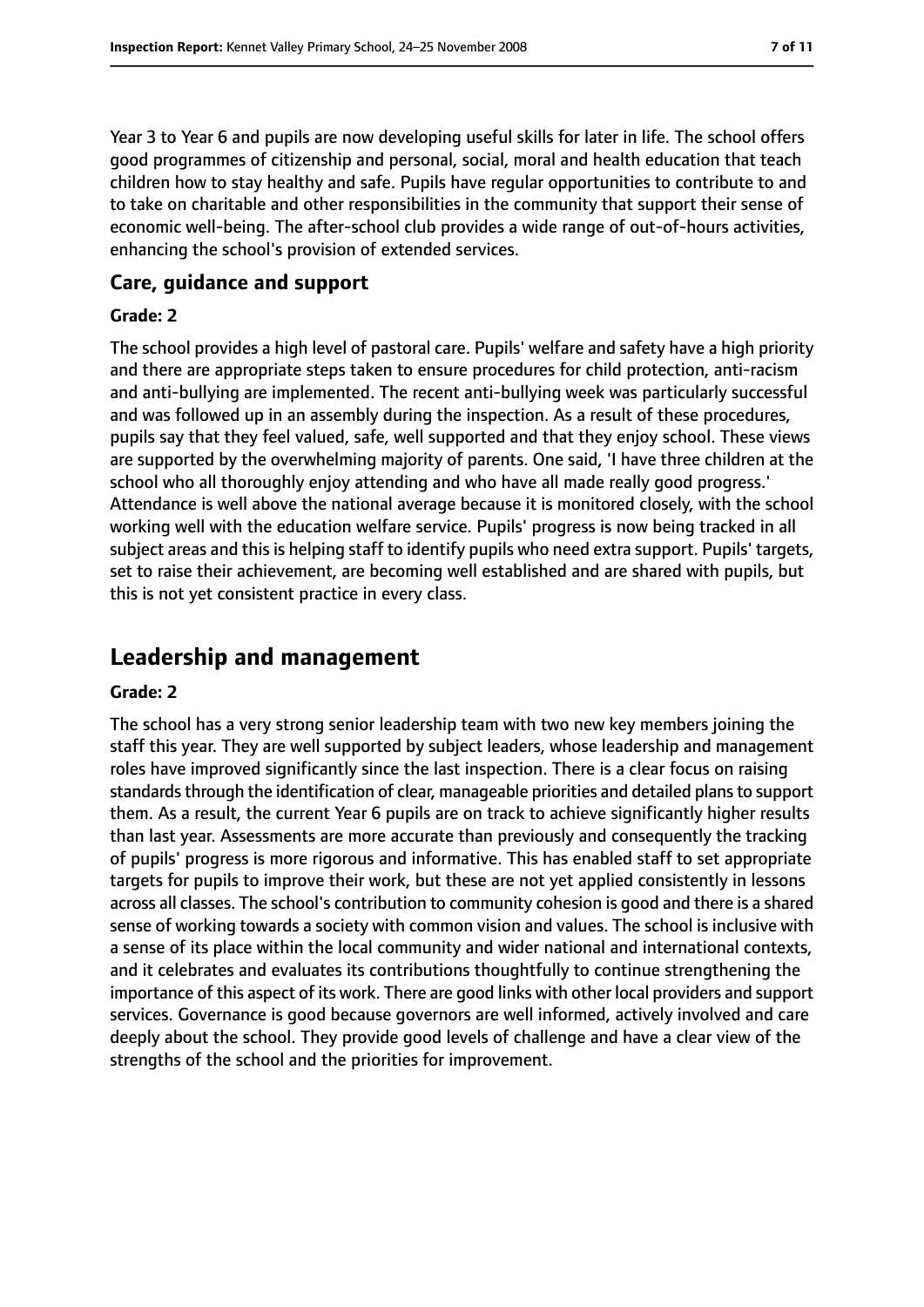Year 3 to Year 6 and pupils are now developing useful skills for later in life. The school offers good programmes of citizenship and personal, social, moral and health education that teach children how to stay healthy and safe. Pupils have regular opportunities to contribute to and to take on charitable and other responsibilities in the community that support their sense of economic well-being. The after-school club provides a wide range of out-of-hours activities, enhancing the school's provision of extended services.

### Care, guidance and support

**Grade: 2**

The school provides a high level of pastoral care. Pupils' welfare and safety have a high priority and there are appropriate steps taken to ensure procedures for child protection, anti-racism and anti-bullying are implemented. The recent anti-bullying week was particularly successful and was followed up in an assembly during the inspection. As a result of these procedures, pupils say that they feel valued, safe, well supported and that they enjoy school. These views are supported by the overwhelming majority of parents. One said, 'I have three children at the school who all thoroughly enjoy attending and who have all made really good progress.' Attendance is well above the national average because it is monitored closely, with the school working well with the education welfare service. Pupils' progress is now being tracked in all subject areas and this is helping staff to identify pupils who need extra support. Pupils' targets, set to raise their achievement, are becoming well established and are shared with pupils, but this is not yet consistent practice in every class.

## Leadership and management

**Grade: 2**

The school has a very strong senior leadership team with two new key members joining the staff this year. They are well supported by subject leaders, whose leadership and management roles have improved significantly since the last inspection. There is a clear focus on raising standards through the identification of clear, manageable priorities and detailed plans to support them. As a result, the current Year 6 pupils are on track to achieve significantly higher results than last year. Assessments are more accurate than previously and consequently the tracking of pupils' progress is more rigorous and informative. This has enabled staff to set appropriate targets for pupils to improve their work, but these are not yet applied consistently in lessons across all classes. The school's contribution to community cohesion is good and there is a shared sense of working towards a society with common vision and values. The school is inclusive with a sense of its place within the local community and wider national and international contexts, and it celebrates and evaluates its contributions thoughtfully to continue strengthening the importance of this aspect of its work. There are good links with other local providers and support services. Governance is good because governors are well informed, actively involved and care deeply about the school. They provide good levels of challenge and have a clear view of the strengths of the school and the priorities for improvement.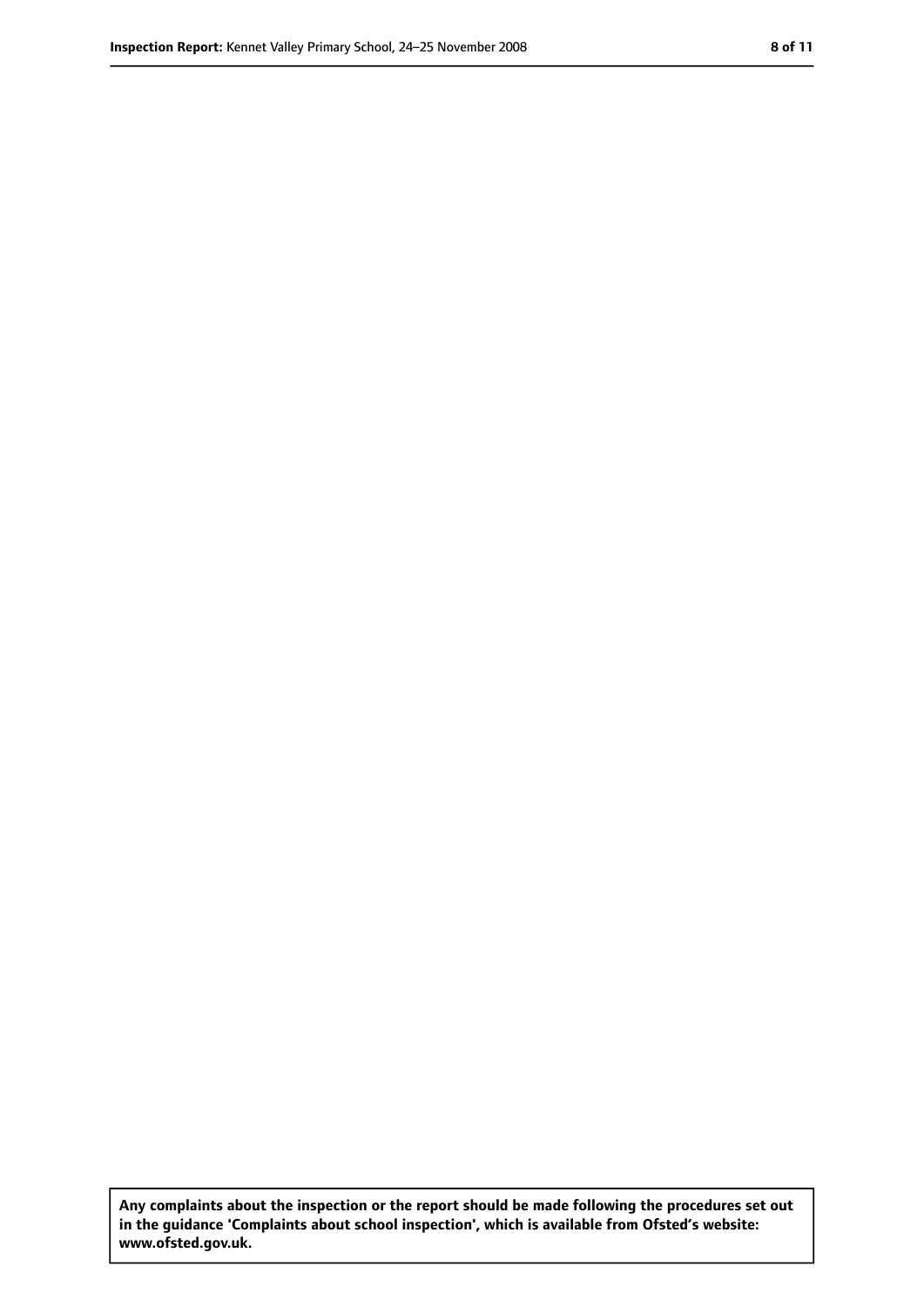**Any complaints about the inspection or the report should be made following the procedures set out in the guidance 'Complaints about school inspection', which is available from Ofsted's website: www.ofsted.gov.uk.**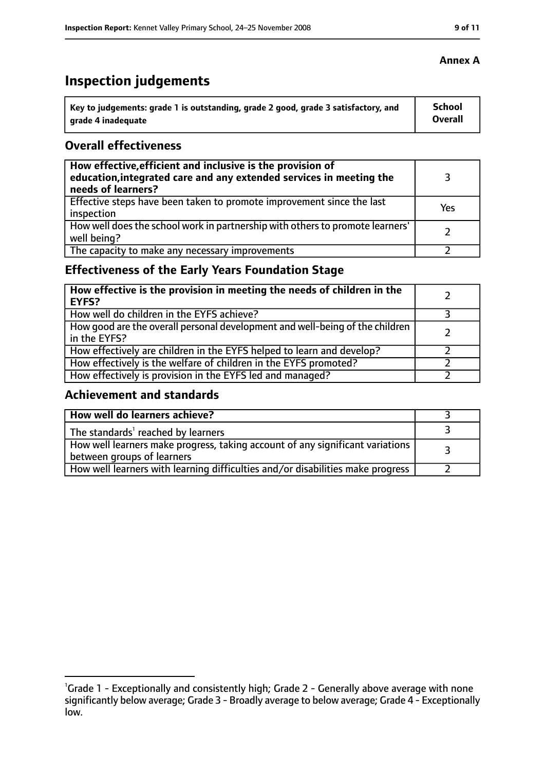**Annex A**

# Inspection judgements

| Key to judgements: grade 1 is outstanding, grade 2 good, grade 3 satisfactory, and grade 4 inadequate | School Overall |
| --- | --- |

## Overall effectiveness

| | |
| --- | --- |
| **How effective, efficient and inclusive is the provision of education, integrated care and any extended services in meeting the needs of learners?** | 3 |
| Effective steps have been taken to promote improvement since the last inspection | Yes |
| How well does the school work in partnership with others to promote learners' well being? | 2 |
| The capacity to make any necessary improvements | 2 |

## Effectiveness of the Early Years Foundation Stage

| | |
| --- | --- |
| **How effective is the provision in meeting the needs of children in the EYFS?** | 2 |
| How well do children in the EYFS achieve? | 3 |
| How good are the overall personal development and well-being of the children in the EYFS? | 2 |
| How effectively are children in the EYFS helped to learn and develop? | 2 |
| How effectively is the welfare of children in the EYFS promoted? | 2 |
| How effectively is provision in the EYFS led and managed? | 2 |

## Achievement and standards

| | |
| --- | --- |
| **How well do learners achieve?** | 3 |
| The standards[1] reached by learners | 3 |
| How well learners make progress, taking account of any significant variations between groups of learners | 3 |
| How well learners with learning difficulties and/or disabilities make progress | 2 |

[1]Grade 1 - Exceptionally and consistently high; Grade 2 - Generally above average with none significantly below average; Grade 3 - Broadly average to below average; Grade 4 - Exceptionally low.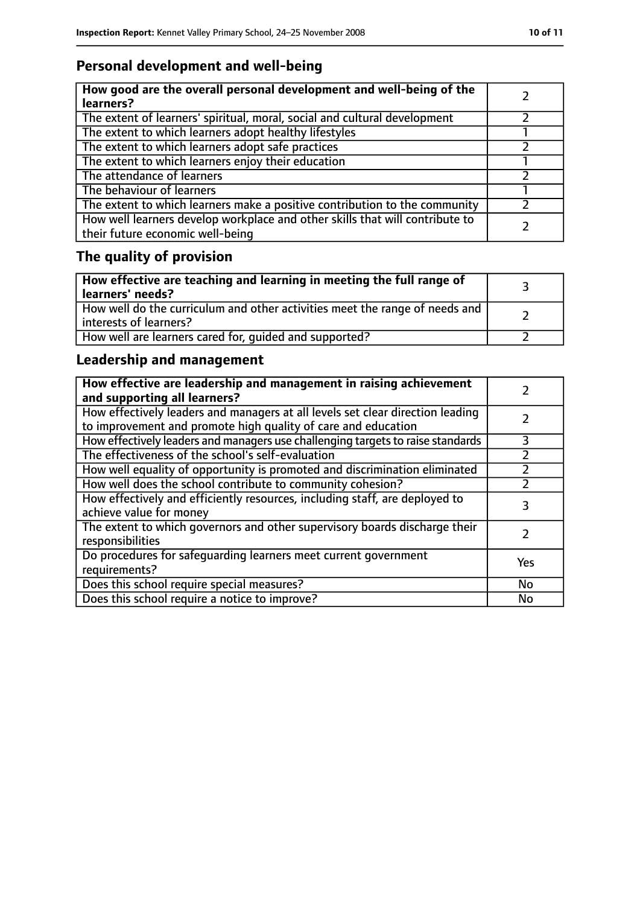## Personal development and well-being

| How good are the overall personal development and well-being of the learners? | 2 |
|---|---|
| The extent of learners' spiritual, moral, social and cultural development | 2 |
| The extent to which learners adopt healthy lifestyles | 1 |
| The extent to which learners adopt safe practices | 2 |
| The extent to which learners enjoy their education | 1 |
| The attendance of learners | 2 |
| The behaviour of learners | 1 |
| The extent to which learners make a positive contribution to the community | 2 |
| How well learners develop workplace and other skills that will contribute to their future economic well-being | 2 |

## The quality of provision

| How effective are teaching and learning in meeting the full range of learners' needs? | 3 |
|---|---|
| How well do the curriculum and other activities meet the range of needs and interests of learners? | 2 |
| How well are learners cared for, guided and supported? | 2 |

## Leadership and management

| How effective are leadership and management in raising achievement and supporting all learners? | 2 |
|---|---|
| How effectively leaders and managers at all levels set clear direction leading to improvement and promote high quality of care and education | 2 |
| How effectively leaders and managers use challenging targets to raise standards | 3 |
| The effectiveness of the school's self-evaluation | 2 |
| How well equality of opportunity is promoted and discrimination eliminated | 2 |
| How well does the school contribute to community cohesion? | 2 |
| How effectively and efficiently resources, including staff, are deployed to achieve value for money | 3 |
| The extent to which governors and other supervisory boards discharge their responsibilities | 2 |
| Do procedures for safeguarding learners meet current government requirements? | Yes |
| Does this school require special measures? | No |
| Does this school require a notice to improve? | No |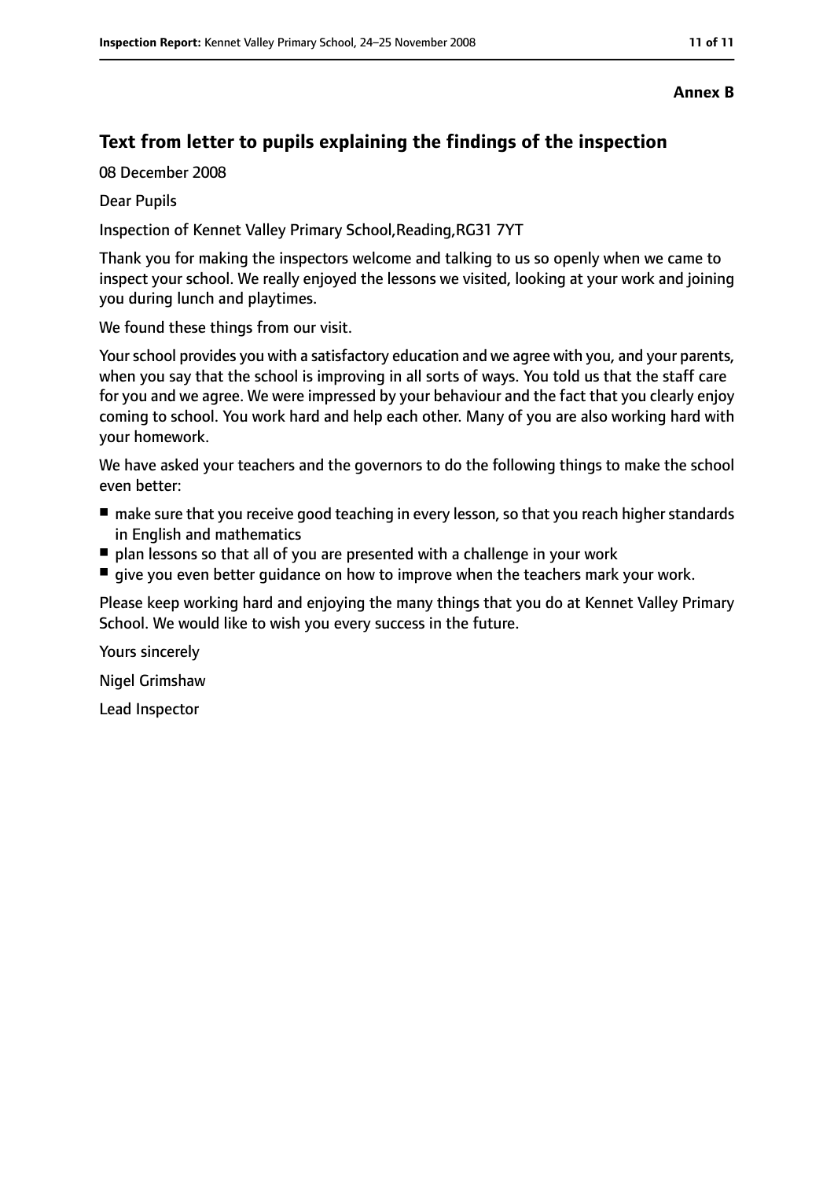**Annex B**

## Text from letter to pupils explaining the findings of the inspection

08 December 2008

Dear Pupils

Inspection of Kennet Valley Primary School,Reading,RG31 7YT

Thank you for making the inspectors welcome and talking to us so openly when we came to inspect your school. We really enjoyed the lessons we visited, looking at your work and joining you during lunch and playtimes.

We found these things from our visit.

Your school provides you with a satisfactory education and we agree with you, and your parents, when you say that the school is improving in all sorts of ways. You told us that the staff care for you and we agree. We were impressed by your behaviour and the fact that you clearly enjoy coming to school. You work hard and help each other. Many of you are also working hard with your homework.

We have asked your teachers and the governors to do the following things to make the school even better:

- make sure that you receive good teaching in every lesson, so that you reach higher standards in English and mathematics
- plan lessons so that all of you are presented with a challenge in your work
- give you even better guidance on how to improve when the teachers mark your work.

Please keep working hard and enjoying the many things that you do at Kennet Valley Primary School. We would like to wish you every success in the future.

Yours sincerely

Nigel Grimshaw

Lead Inspector